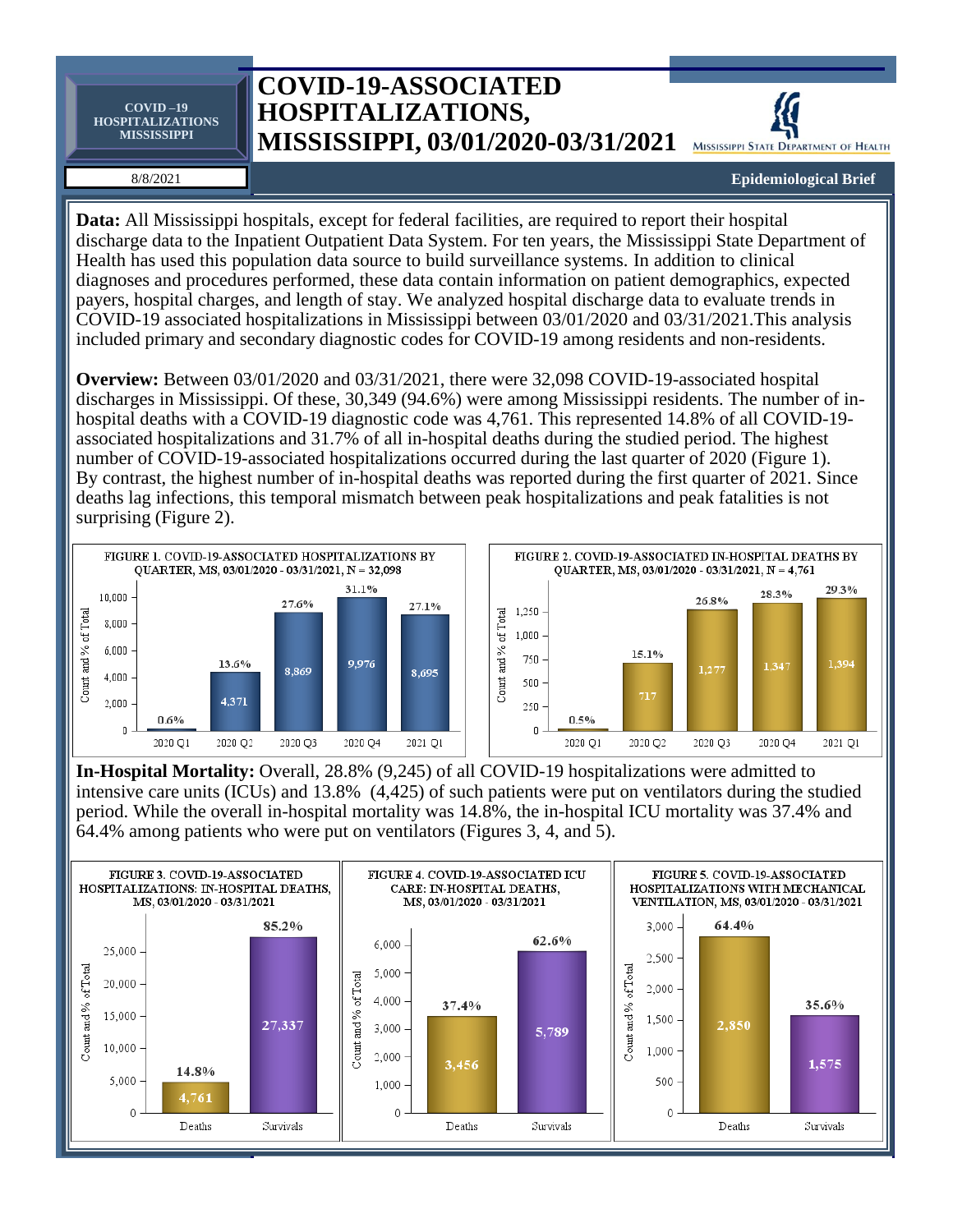COVID –19 HOSPITALIZATIONS MISSISSIPPI

# COVID-19-ASSOCIATED HOSPITALIZATIONS, MISSISSIPPI, 03/01/2020-03/31/2021

Mississippi State Department of Health

8/8/2021

**Epidemiological Brief**

**Data:** All Mississippi hospitals, except for federal facilities, are required to report their hospital discharge data to the Inpatient Outpatient Data System. For ten years, the Mississippi State Department of Health has used this population data source to build surveillance systems. In addition to clinical diagnoses and procedures performed, these data contain information on patient demographics, expected payers, hospital charges, and length of stay. We analyzed hospital discharge data to evaluate trends in COVID-19 associated hospitalizations in Mississippi between 03/01/2020 and 03/31/2021.This analysis included primary and secondary diagnostic codes for COVID-19 among residents and non-residents.

**Overview:** Between 03/01/2020 and 03/31/2021, there were 32,098 COVID-19-associated hospital discharges in Mississippi. Of these, 30,349 (94.6%) were among Mississippi residents. The number of in-hospital deaths with a COVID-19 diagnostic code was 4,761. This represented 14.8% of all COVID-19-associated hospitalizations and 31.7% of all in-hospital deaths during the studied period. The highest number of COVID-19-associated hospitalizations occurred during the last quarter of 2020 (Figure 1). By contrast, the highest number of in-hospital deaths was reported during the first quarter of 2021. Since deaths lag infections, this temporal mismatch between peak hospitalizations and peak fatalities is not surprising (Figure 2).

FIGURE 1. COVID-19-ASSOCIATED HOSPITALIZATIONS BY QUARTER, MS, 03/01/2020 - 03/31/2021, N = 32,098

| Quarter | Count | % of Total |
|---|---|---|
| 2020 Q1 | | 0.6% |
| 2020 Q2 | 4,371 | 13.6% |
| 2020 Q3 | 8,869 | 27.6% |
| 2020 Q4 | 9,976 | 31.1% |
| 2021 Q1 | 8,695 | 27.1% |

FIGURE 2. COVID-19-ASSOCIATED IN-HOSPITAL DEATHS BY QUARTER, MS, 03/01/2020 - 03/31/2021, N = 4,761

| Quarter | Count | % of Total |
|---|---|---|
| 2020 Q1 | | 0.5% |
| 2020 Q2 | 717 | 15.1% |
| 2020 Q3 | 1,277 | 26.8% |
| 2020 Q4 | 1,347 | 28.3% |
| 2021 Q1 | 1,394 | 29.3% |

**In-Hospital Mortality:** Overall, 28.8% (9,245) of all COVID-19 hospitalizations were admitted to intensive care units (ICUs) and 13.8% (4,425) of such patients were put on ventilators during the studied period. While the overall in-hospital mortality was 14.8%, the in-hospital ICU mortality was 37.4% and 64.4% among patients who were put on ventilators (Figures 3, 4, and 5).

FIGURE 3. COVID-19-ASSOCIATED HOSPITALIZATIONS: IN-HOSPITAL DEATHS, MS, 03/01/2020 - 03/31/2021

| Outcome | Count | % of Total |
|---|---|---|
| Deaths | 4,761 | 14.8% |
| Survivals | 27,337 | 85.2% |

FIGURE 4. COVID-19-ASSOCIATED ICU CARE: IN-HOSPITAL DEATHS, MS, 03/01/2020 - 03/31/2021

| Outcome | Count | % of Total |
|---|---|---|
| Deaths | 3,456 | 37.4% |
| Survivals | 5,789 | 62.6% |

FIGURE 5. COVID-19-ASSOCIATED HOSPITALIZATIONS WITH MECHANICAL VENTILATION, MS, 03/01/2020 - 03/31/2021

| Outcome | Count | % of Total |
|---|---|---|
| Deaths | 2,850 | 64.4% |
| Survivals | 1,575 | 35.6% |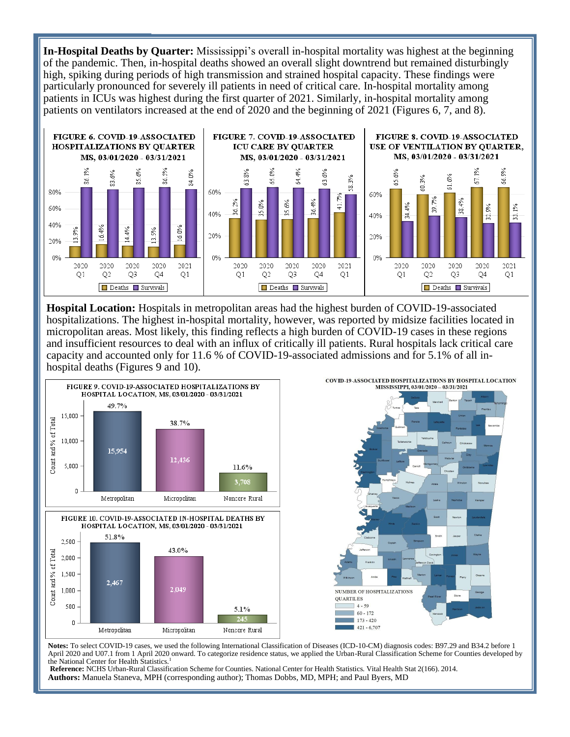**In-Hospital Deaths by Quarter:** Mississippi's overall in-hospital mortality was highest at the beginning of the pandemic. Then, in-hospital deaths showed an overall slight downtrend but remained disturbingly high, spiking during periods of high transmission and strained hospital capacity. These findings were particularly pronounced for severely ill patients in need of critical care. In-hospital mortality among patients in ICUs was highest during the first quarter of 2021. Similarly, in-hospital mortality among patients on ventilators increased at the end of 2020 and the beginning of 2021 (Figures 6, 7, and 8).

FIGURE 6. COVID-19-ASSOCIATED HOSPITALIZATIONS BY QUARTER MS, 03/01/2020 - 03/31/2021

80%
60%
40%
20%
0%

2020 Q1: 13.9%, 86.1%
2020 Q2: 16.4%, 83.6%
2020 Q3: 14.4%, 85.6%
2020 Q4: 13.5%, 86.5%
2021 Q1: 16.0%, 84.0%

Deaths Survivals

FIGURE 7. COVID-19-ASSOCIATED ICU CARE BY QUARTER MS, 03/01/2020 - 03/31/2021

60%
40%
20%
0%

2020 Q1: 36.2%, 63.8%
2020 Q2: 35.0%, 65.0%
2020 Q3: 35.6%, 64.4%
2020 Q4: 36.4%, 63.6%
2021 Q1: 41.7%, 58.3%

Deaths Survivals

FIGURE 8. COVID-19-ASSOCIATED USE OF VENTILATION BY QUARTER, MS, 03/01/2020 - 03/31/2021

60%
40%
20%
0%

2020 Q1: 65.6%, 34.4%
2020 Q2: 60.3%, 39.7%
2020 Q3: 61.6%, 38.4%
2020 Q4: 67.1%, 32.9%
2021 Q1: 66.9%, 33.1%

Deaths Survivals

**Hospital Location:** Hospitals in metropolitan areas had the highest burden of COVID-19-associated hospitalizations. The highest in-hospital mortality, however, was reported by midsize facilities located in micropolitan areas. Most likely, this finding reflects a high burden of COVID-19 cases in these regions and insufficient resources to deal with an influx of critically ill patients. Rural hospitals lack critical care capacity and accounted only for 11.6 % of COVID-19-associated admissions and for 5.1% of all in-hospital deaths (Figures 9 and 10).

FIGURE 9. COVID-19-ASSOCIATED HOSPITALIZATIONS BY HOSPITAL LOCATION, MS, 03/01/2020 - 03/31/2021

Count and % of Total

15,000
10,000
5,000
0

Metropolitan: 49.7%, 15,954
Micropolitan: 38.7%, 12,436
Noncore Rural: 11.6%, 3,708

FIGURE 10. COVID-19-ASSOCIATED IN-HOSPITAL DEATHS BY HOSPITAL LOCATION, MS, 03/01/2020 - 03/31/2021

Count and % of Total

2,500
2,000
1,500
1,000
500
0

Metropolitan: 51.8%, 2,467
Micropolitan: 43.0%, 2,049
Noncore Rural: 5.1%, 245

COVID-19-ASSOCIATED HOSPITALIZATIONS BY HOSPITAL LOCATION MISSISSIPPI, 03/01/2020 – 03/31/2021

NUMBER OF HOSPITALIZATIONS QUARTILES
4 - 59
60 - 172
173 - 420
421 - 6,707

**Notes:** To select COVID-19 cases, we used the following International Classification of Diseases (ICD-10-CM) diagnosis codes: B97.29 and B34.2 before 1 April 2020 and U07.1 from 1 April 2020 onward. To categorize residence status, we applied the Urban-Rural Classification Scheme for Counties developed by the National Center for Health Statistics.[1]

**Reference:** NCHS Urban-Rural Classification Scheme for Counties. National Center for Health Statistics. Vital Health Stat 2(166). 2014.

**Authors:** Manuela Staneva, MPH (corresponding author); Thomas Dobbs, MD, MPH; and Paul Byers, MD